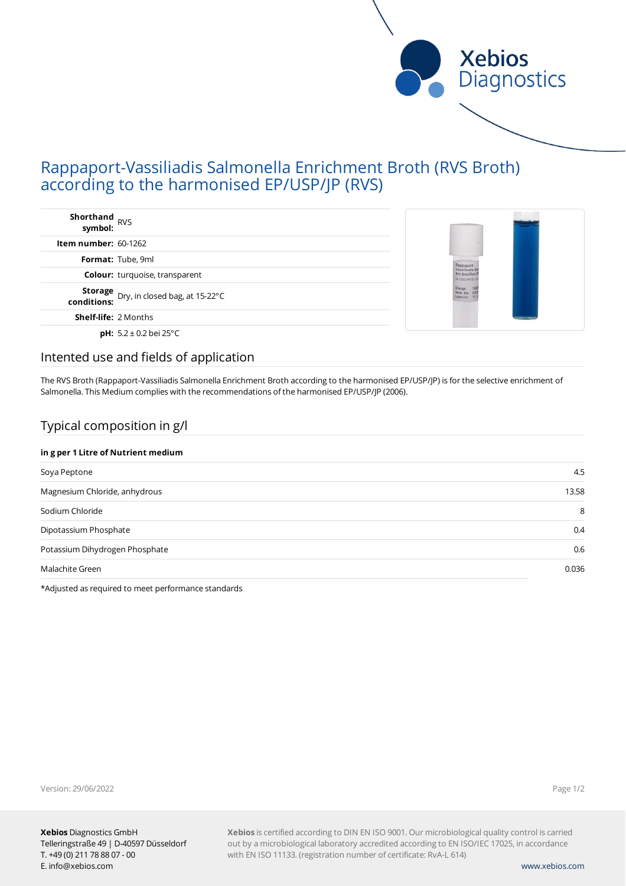# Rappaport-Vassiliadis Salmonella Enrichment Broth (RVS Broth) according to the harmonised EP/USP/JP (RVS)

| | |
|---|---|
| **Shorthand symbol:** | RVS |
| **Item number:** | 60-1262 |
| **Format:** | Tube, 9ml |
| **Colour:** | turquoise, transparent |
| **Storage conditions:** | Dry, in closed bag, at 15-22°C |
| **Shelf-life:** | 2 Months |
| **pH:** | 5.2 ± 0.2 bei 25°C |

## Intented use and fields of application

The RVS Broth (Rappaport-Vassiliadis Salmonella Enrichment Broth according to the harmonised EP/USP/JP) is for the selective enrichment of Salmonella. This Medium complies with the recommendations of the harmonised EP/USP/JP (2006).

## Typical composition in g/l

| **in g per 1 Litre of Nutrient medium** | |
|---|---|
| Soya Peptone | 4.5 |
| Magnesium Chloride, anhydrous | 13.58 |
| Sodium Chloride | 8 |
| Dipotassium Phosphate | 0.4 |
| Potassium Dihydrogen Phosphate | 0.6 |
| Malachite Green | 0.036 |

*Adjusted as required to meet performance standards

Version: 29/06/2022

**Xebios** Diagnostics GmbH
Telleringstraße 49 | D-40597 Düsseldorf
T. +49 (0) 211 78 88 07 - 00
E. info@xebios.com

**Xebios** is certified according to DIN EN ISO 9001. Our microbiological quality control is carried out by a microbiological laboratory accredited according to EN ISO/IEC 17025, in accordance with EN ISO 11133. (registration number of certificate: RvA-L 614)

www.xebios.com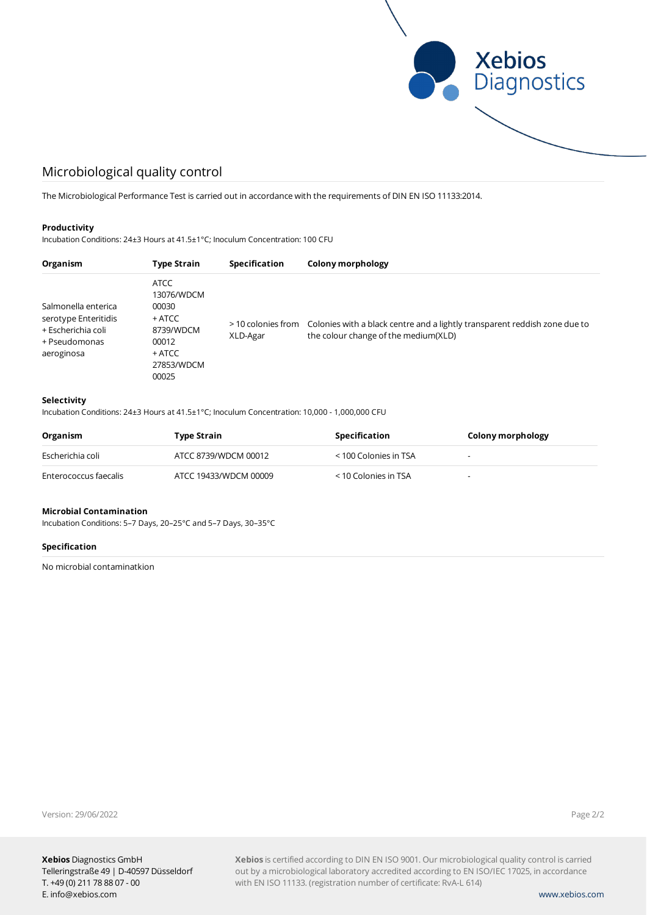## Microbiological quality control

The Microbiological Performance Test is carried out in accordance with the requirements of DIN EN ISO 11133:2014.

**Productivity**

Incubation Conditions: 24±3 Hours at 41.5±1°C; Inoculum Concentration: 100 CFU

| Organism | Type Strain | Specification | Colony morphology |
| --- | --- | --- | --- |
| Salmonella enterica serotype Enteritidis + Escherichia coli + Pseudomonas aeroginosa | ATCC 13076/WDCM 00030 + ATCC 8739/WDCM 00012 + ATCC 27853/WDCM 00025 | > 10 colonies from XLD-Agar | Colonies with a black centre and a lightly transparent reddish zone due to the colour change of the medium(XLD) |

**Selectivity**

Incubation Conditions: 24±3 Hours at 41.5±1°C; Inoculum Concentration: 10,000 - 1,000,000 CFU

| Organism | Type Strain | Specification | Colony morphology |
| --- | --- | --- | --- |
| Escherichia coli | ATCC 8739/WDCM 00012 | < 100 Colonies in TSA | - |
| Enterococcus faecalis | ATCC 19433/WDCM 00009 | < 10 Colonies in TSA | - |

**Microbial Contamination**

Incubation Conditions: 5–7 Days, 20–25°C and 5–7 Days, 30–35°C

**Specification**

No microbial contaminatkion

Version: 29/06/2022

**Xebios** Diagnostics GmbH
Telleringstraße 49 | D-40597 Düsseldorf
T. +49 (0) 211 78 88 07 - 00
E. info@xebios.com

**Xebios** is certified according to DIN EN ISO 9001. Our microbiological quality control is carried out by a microbiological laboratory accredited according to EN ISO/IEC 17025, in accordance with EN ISO 11133. (registration number of certificate: RvA-L 614)

www.xebios.com